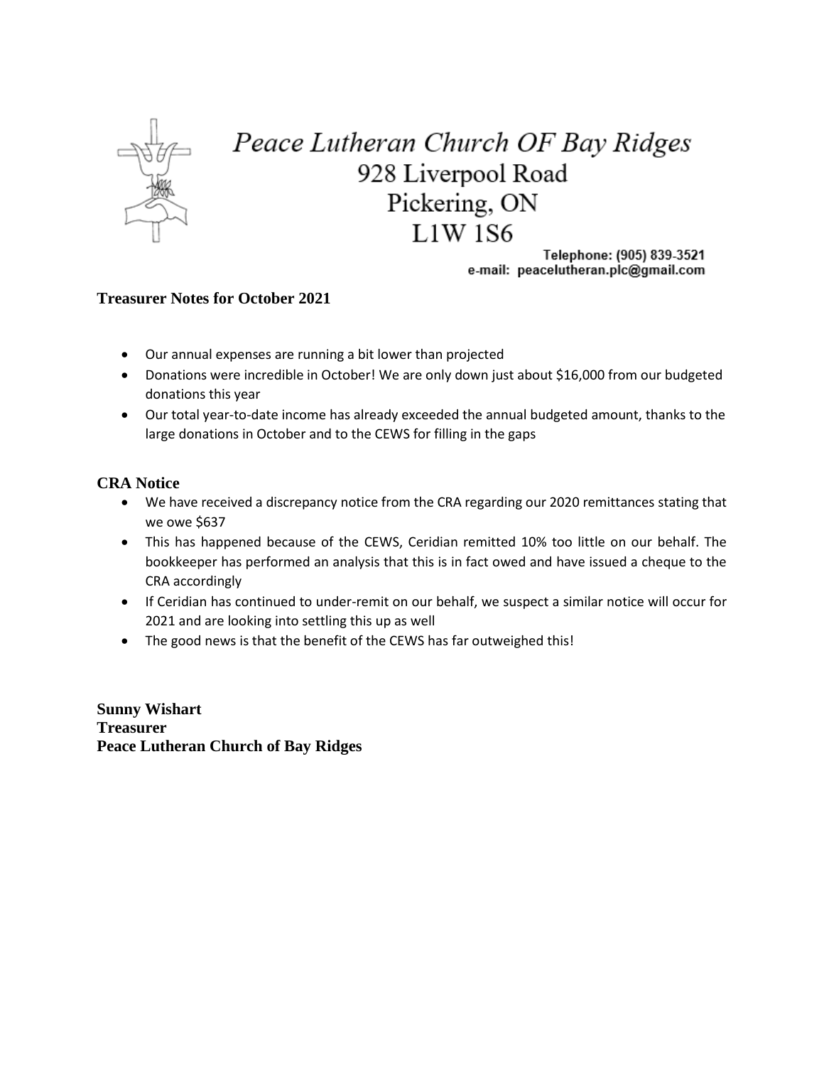# *Peace Lutheran Church OF Bay Ridges*

928 Liverpool Road
Pickering, ON
L1W 1S6

Telephone: (905) 839-3521
e-mail: peacelutheran.plc@gmail.com

## Treasurer Notes for October 2021

- Our annual expenses are running a bit lower than projected
- Donations were incredible in October! We are only down just about $16,000 from our budgeted donations this year
- Our total year-to-date income has already exceeded the annual budgeted amount, thanks to the large donations in October and to the CEWS for filling in the gaps

## CRA Notice

- We have received a discrepancy notice from the CRA regarding our 2020 remittances stating that we owe $637
- This has happened because of the CEWS, Ceridian remitted 10% too little on our behalf. The bookkeeper has performed an analysis that this is in fact owed and have issued a cheque to the CRA accordingly
- If Ceridian has continued to under-remit on our behalf, we suspect a similar notice will occur for 2021 and are looking into settling this up as well
- The good news is that the benefit of the CEWS has far outweighed this!

**Sunny Wishart**
**Treasurer**
**Peace Lutheran Church of Bay Ridges**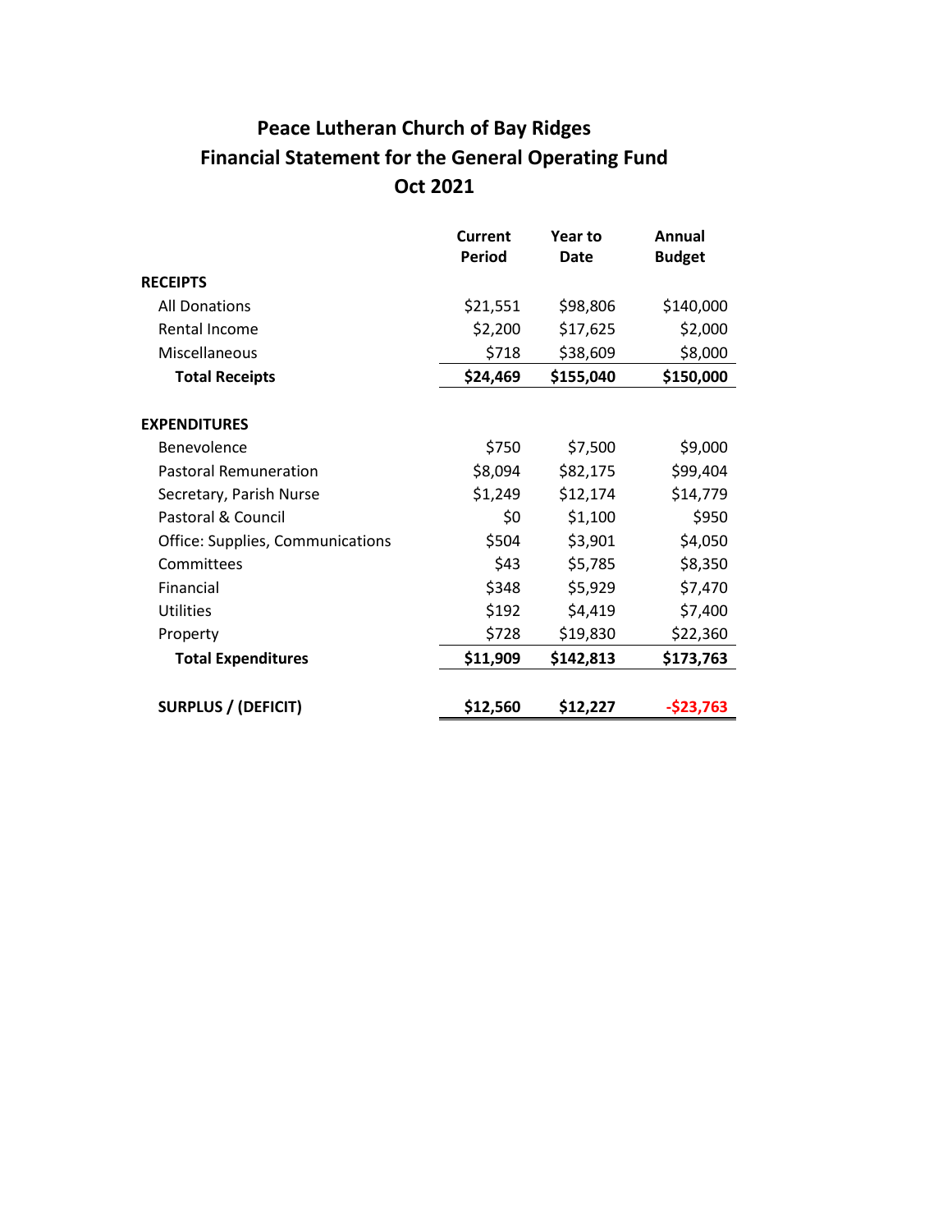# Peace Lutheran Church of Bay Ridges
## Financial Statement for the General Operating Fund
### Oct 2021

| | Current Period | Year to Date | Annual Budget |
|---|---|---|---|
| **RECEIPTS** | | | |
| All Donations | $21,551 | $98,806 | $140,000 |
| Rental Income | $2,200 | $17,625 | $2,000 |
| Miscellaneous | $718 | $38,609 | $8,000 |
| **Total Receipts** | **$24,469** | **$155,040** | **$150,000** |
| | | | |
| **EXPENDITURES** | | | |
| Benevolence | $750 | $7,500 | $9,000 |
| Pastoral Remuneration | $8,094 | $82,175 | $99,404 |
| Secretary, Parish Nurse | $1,249 | $12,174 | $14,779 |
| Pastoral & Council | $0 | $1,100 | $950 |
| Office: Supplies, Communications | $504 | $3,901 | $4,050 |
| Committees | $43 | $5,785 | $8,350 |
| Financial | $348 | $5,929 | $7,470 |
| Utilities | $192 | $4,419 | $7,400 |
| Property | $728 | $19,830 | $22,360 |
| **Total Expenditures** | **$11,909** | **$142,813** | **$173,763** |
| | | | |
| **SURPLUS / (DEFICIT)** | **$12,560** | **$12,227** | **-$23,763** |